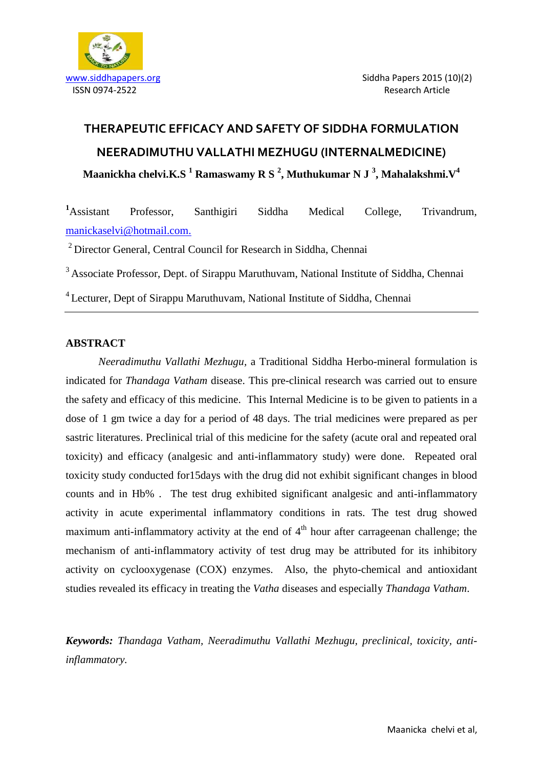# THERAPEUTIC EFFICACY AND SAFETY OF SIDDHA FORMULATION NEERADIMUTHU VALLATHI MEZHUGU (INTERNALMEDICINE)

**Maanickha chelvi.K.S [1] Ramaswamy R S [2], Muthukumar N J [3], Mahalakshmi.V[4]**

[1]Assistant Professor, Santhigiri Siddha Medical College, Trivandrum, manickaselvi@hotmail.com.

[2] Director General, Central Council for Research in Siddha, Chennai

[3] Associate Professor, Dept. of Sirappu Maruthuvam, National Institute of Siddha, Chennai

[4] Lecturer, Dept of Sirappu Maruthuvam, National Institute of Siddha, Chennai

---

## ABSTRACT

*Neeradimuthu Vallathi Mezhugu*, a Traditional Siddha Herbo-mineral formulation is indicated for *Thandaga Vatham* disease. This pre-clinical research was carried out to ensure the safety and efficacy of this medicine. This Internal Medicine is to be given to patients in a dose of 1 gm twice a day for a period of 48 days. The trial medicines were prepared as per sastric literatures. Preclinical trial of this medicine for the safety (acute oral and repeated oral toxicity) and efficacy (analgesic and anti-inflammatory study) were done. Repeated oral toxicity study conducted for15days with the drug did not exhibit significant changes in blood counts and in Hb% . The test drug exhibited significant analgesic and anti-inflammatory activity in acute experimental inflammatory conditions in rats. The test drug showed maximum anti-inflammatory activity at the end of 4th hour after carrageenan challenge; the mechanism of anti-inflammatory activity of test drug may be attributed for its inhibitory activity on cyclooxygenase (COX) enzymes. Also, the phyto-chemical and antioxidant studies revealed its efficacy in treating the *Vatha* diseases and especially *Thandaga Vatham*.

***Keywords:*** *Thandaga Vatham, Neeradimuthu Vallathi Mezhugu, preclinical, toxicity, anti-inflammatory.*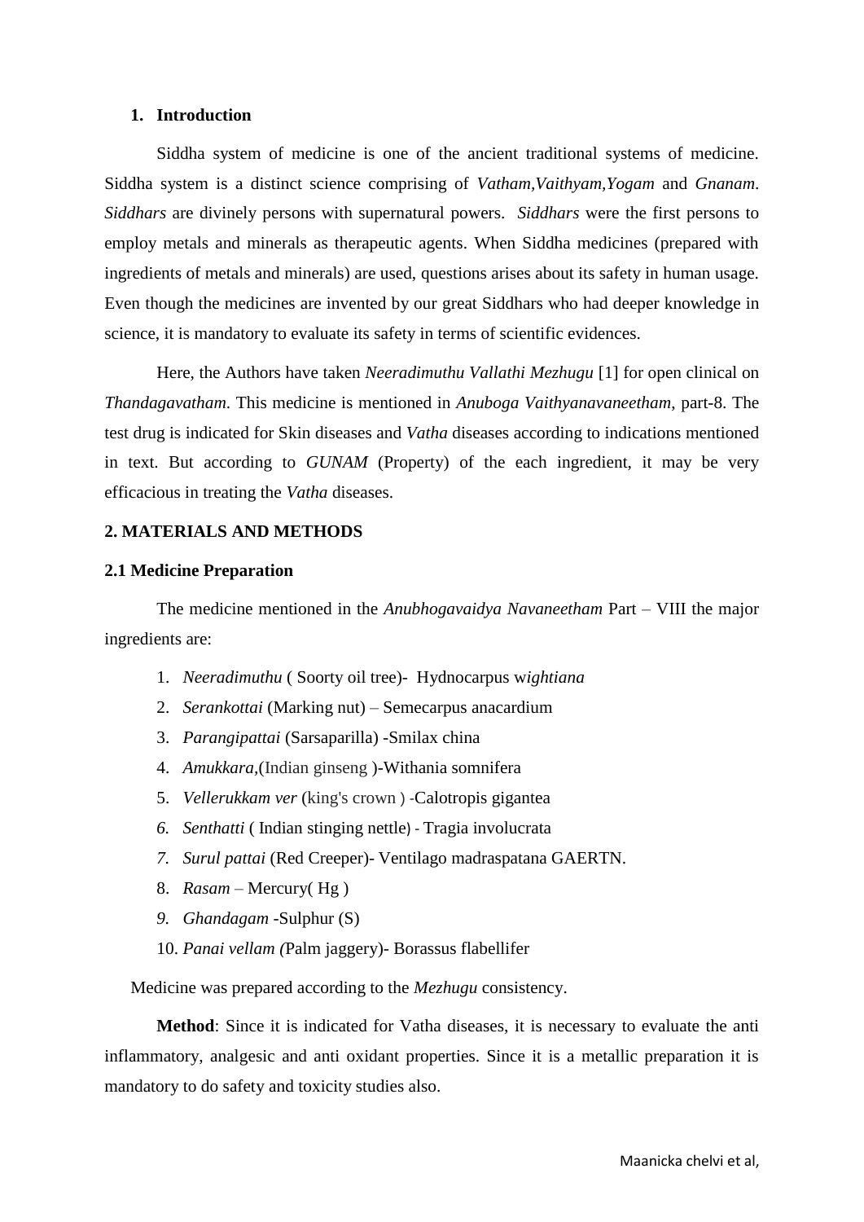## 1. Introduction

Siddha system of medicine is one of the ancient traditional systems of medicine. Siddha system is a distinct science comprising of *Vatham*,*Vaithyam*,*Yogam* and *Gnanam*. *Siddhars* are divinely persons with supernatural powers. *Siddhars* were the first persons to employ metals and minerals as therapeutic agents. When Siddha medicines (prepared with ingredients of metals and minerals) are used, questions arises about its safety in human usage. Even though the medicines are invented by our great Siddhars who had deeper knowledge in science, it is mandatory to evaluate its safety in terms of scientific evidences.

Here, the Authors have taken *Neeradimuthu Vallathi Mezhugu* [1] for open clinical on *Thandagavatham*. This medicine is mentioned in *Anuboga Vaithyanavaneetham*, part-8. The test drug is indicated for Skin diseases and *Vatha* diseases according to indications mentioned in text. But according to *GUNAM* (Property) of the each ingredient, it may be very efficacious in treating the *Vatha* diseases.

## 2. MATERIALS AND METHODS

### 2.1 Medicine Preparation

The medicine mentioned in the *Anubhogavaidya Navaneetham* Part – VIII the major ingredients are:

1. *Neeradimuthu* ( Soorty oil tree)- Hydnocarpus w*ightiana*
2. *Serankottai* (Marking nut) – Semecarpus anacardium
3. *Parangipattai* (Sarsaparilla) -Smilax china
4. *Amukkara*,(Indian ginseng )-Withania somnifera
5. *Vellerukkam ver* (king's crown ) -Calotropis gigantea
6. *Senthatti* ( Indian stinging nettle) - Tragia involucrata
7. *Surul pattai* (Red Creeper)- Ventilago madraspatana GAERTN.
8. *Rasam* – Mercury( Hg )
9. *Ghandagam* -Sulphur (S)
10. *Panai vellam (*Palm jaggery)- Borassus flabellifer

Medicine was prepared according to the *Mezhugu* consistency.

**Method**: Since it is indicated for Vatha diseases, it is necessary to evaluate the anti inflammatory, analgesic and anti oxidant properties. Since it is a metallic preparation it is mandatory to do safety and toxicity studies also.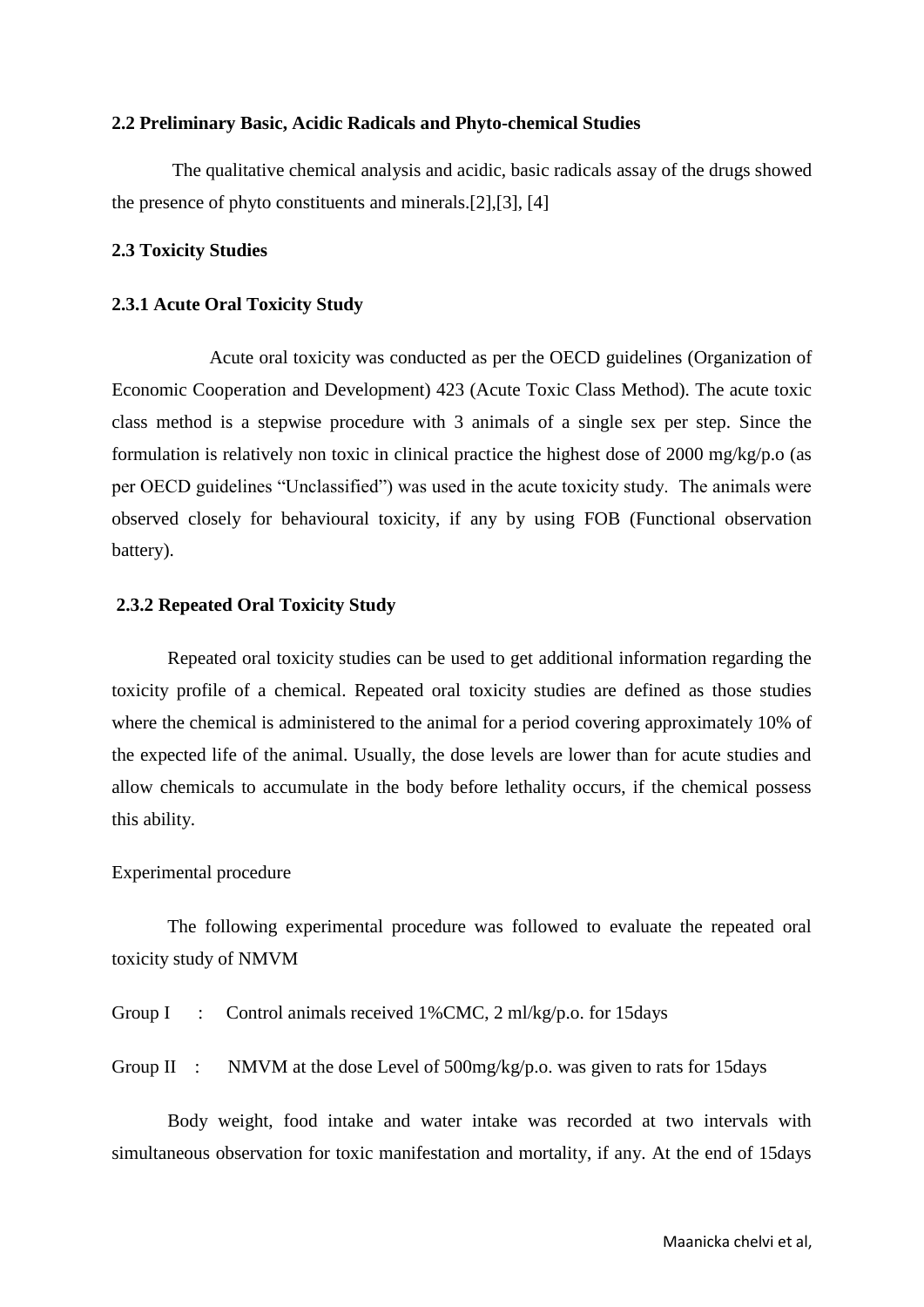### 2.2 Preliminary Basic, Acidic Radicals and Phyto-chemical Studies

The qualitative chemical analysis and acidic, basic radicals assay of the drugs showed the presence of phyto constituents and minerals.[2],[3], [4]

### 2.3 Toxicity Studies

#### 2.3.1 Acute Oral Toxicity Study

Acute oral toxicity was conducted as per the OECD guidelines (Organization of Economic Cooperation and Development) 423 (Acute Toxic Class Method). The acute toxic class method is a stepwise procedure with 3 animals of a single sex per step. Since the formulation is relatively non toxic in clinical practice the highest dose of 2000 mg/kg/p.o (as per OECD guidelines "Unclassified") was used in the acute toxicity study. The animals were observed closely for behavioural toxicity, if any by using FOB (Functional observation battery).

#### 2.3.2 Repeated Oral Toxicity Study

Repeated oral toxicity studies can be used to get additional information regarding the toxicity profile of a chemical. Repeated oral toxicity studies are defined as those studies where the chemical is administered to the animal for a period covering approximately 10% of the expected life of the animal. Usually, the dose levels are lower than for acute studies and allow chemicals to accumulate in the body before lethality occurs, if the chemical possess this ability.

Experimental procedure

The following experimental procedure was followed to evaluate the repeated oral toxicity study of NMVM

Group I : Control animals received 1%CMC, 2 ml/kg/p.o. for 15days

Group II : NMVM at the dose Level of 500mg/kg/p.o. was given to rats for 15days

Body weight, food intake and water intake was recorded at two intervals with simultaneous observation for toxic manifestation and mortality, if any. At the end of 15days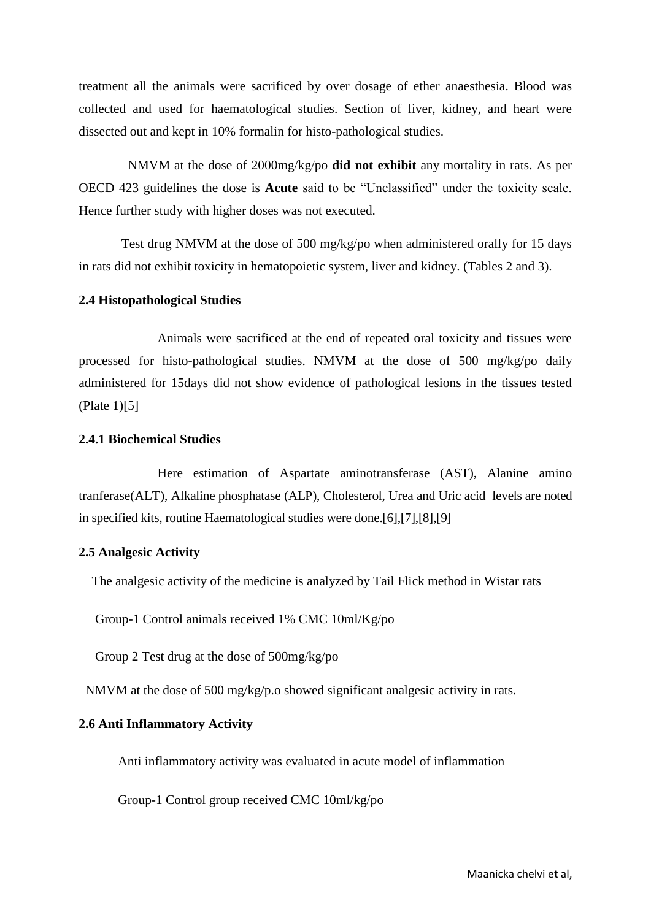treatment all the animals were sacrificed by over dosage of ether anaesthesia. Blood was collected and used for haematological studies. Section of liver, kidney, and heart were dissected out and kept in 10% formalin for histo-pathological studies.

NMVM at the dose of 2000mg/kg/po **did not exhibit** any mortality in rats. As per OECD 423 guidelines the dose is **Acute** said to be "Unclassified" under the toxicity scale. Hence further study with higher doses was not executed.

Test drug NMVM at the dose of 500 mg/kg/po when administered orally for 15 days in rats did not exhibit toxicity in hematopoietic system, liver and kidney. (Tables 2 and 3).

### 2.4 Histopathological Studies

Animals were sacrificed at the end of repeated oral toxicity and tissues were processed for histo-pathological studies. NMVM at the dose of 500 mg/kg/po daily administered for 15days did not show evidence of pathological lesions in the tissues tested (Plate 1)[5]

#### 2.4.1 Biochemical Studies

Here estimation of Aspartate aminotransferase (AST), Alanine amino tranferase(ALT), Alkaline phosphatase (ALP), Cholesterol, Urea and Uric acid levels are noted in specified kits, routine Haematological studies were done.[6],[7],[8],[9]

### 2.5 Analgesic Activity

The analgesic activity of the medicine is analyzed by Tail Flick method in Wistar rats

Group-1 Control animals received 1% CMC 10ml/Kg/po

Group 2 Test drug at the dose of 500mg/kg/po

NMVM at the dose of 500 mg/kg/p.o showed significant analgesic activity in rats.

### 2.6 Anti Inflammatory Activity

Anti inflammatory activity was evaluated in acute model of inflammation

Group-1 Control group received CMC 10ml/kg/po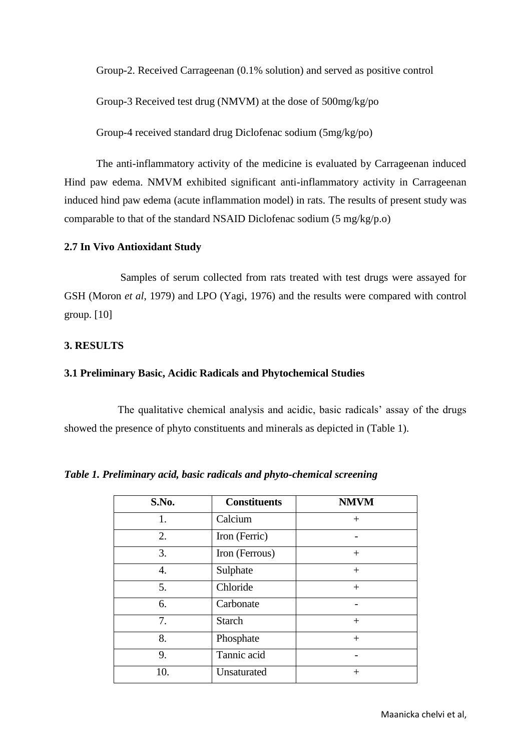Group-2. Received Carrageenan (0.1% solution) and served as positive control

Group-3 Received test drug (NMVM) at the dose of 500mg/kg/po

Group-4 received standard drug Diclofenac sodium (5mg/kg/po)

The anti-inflammatory activity of the medicine is evaluated by Carrageenan induced Hind paw edema. NMVM exhibited significant anti-inflammatory activity in Carrageenan induced hind paw edema (acute inflammation model) in rats. The results of present study was comparable to that of the standard NSAID Diclofenac sodium (5 mg/kg/p.o)

### 2.7 In Vivo Antioxidant Study

Samples of serum collected from rats treated with test drugs were assayed for GSH (Moron *et al*, 1979) and LPO (Yagi, 1976) and the results were compared with control group. [10]

## 3. RESULTS

### 3.1 Preliminary Basic, Acidic Radicals and Phytochemical Studies

The qualitative chemical analysis and acidic, basic radicals' assay of the drugs showed the presence of phyto constituents and minerals as depicted in (Table 1).

***Table 1. Preliminary acid, basic radicals and phyto-chemical screening***

| S.No. | Constituents | NMVM |
|---|---|---|
| 1. | Calcium | + |
| 2. | Iron (Ferric) | - |
| 3. | Iron (Ferrous) | + |
| 4. | Sulphate | + |
| 5. | Chloride | + |
| 6. | Carbonate | - |
| 7. | Starch | + |
| 8. | Phosphate | + |
| 9. | Tannic acid | - |
| 10. | Unsaturated | + |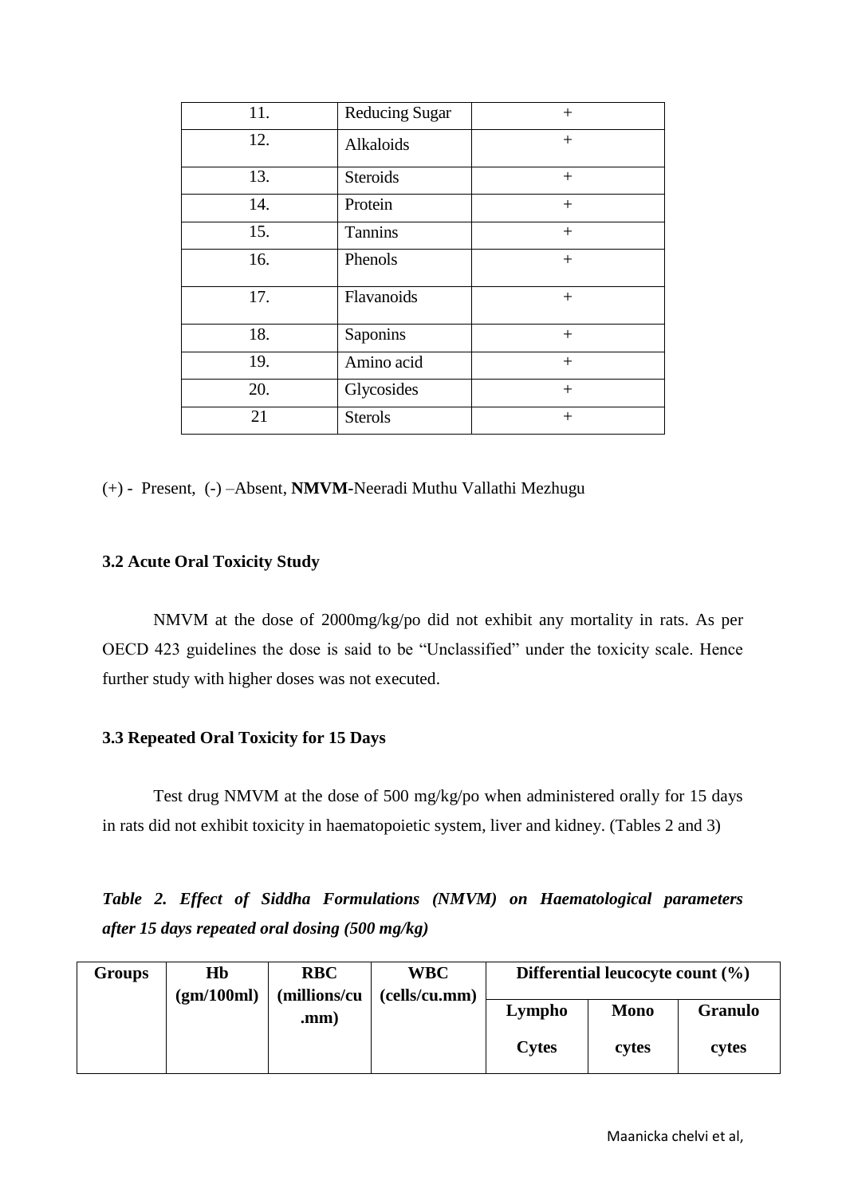| 11. | Reducing Sugar | + |
|---|---|---|
| 12. | Alkaloids | + |
| 13. | Steroids | + |
| 14. | Protein | + |
| 15. | Tannins | + |
| 16. | Phenols | + |
| 17. | Flavanoids | + |
| 18. | Saponins | + |
| 19. | Amino acid | + |
| 20. | Glycosides | + |
| 21 | Sterols | + |

(+) - Present, (-) –Absent, **NMVM**-Neeradi Muthu Vallathi Mezhugu

### 3.2 Acute Oral Toxicity Study

NMVM at the dose of 2000mg/kg/po did not exhibit any mortality in rats. As per OECD 423 guidelines the dose is said to be "Unclassified" under the toxicity scale. Hence further study with higher doses was not executed.

### 3.3 Repeated Oral Toxicity for 15 Days

Test drug NMVM at the dose of 500 mg/kg/po when administered orally for 15 days in rats did not exhibit toxicity in haematopoietic system, liver and kidney. (Tables 2 and 3)

***Table 2. Effect of Siddha Formulations (NMVM) on Haematological parameters after 15 days repeated oral dosing (500 mg/kg)***

| Groups | Hb (gm/100ml) | RBC (millions/cu .mm) | WBC (cells/cu.mm) | Differential leucocyte count (%) | | |
|---|---|---|---|---|---|---|
| | | | | Lympho Cytes | Mono cytes | Granulo cytes |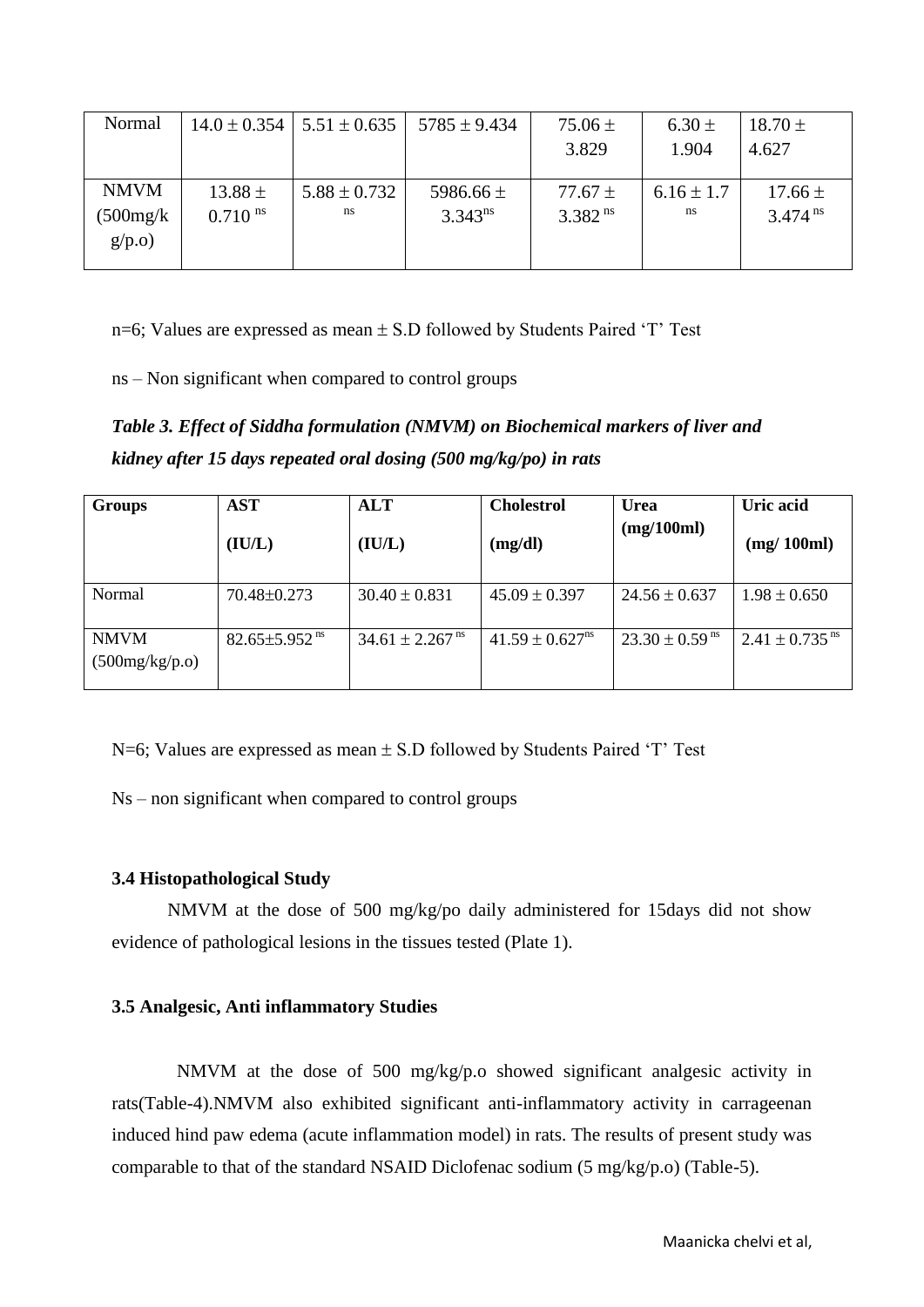| Normal | 14.0 ± 0.354 | 5.51 ± 0.635 | 5785 ± 9.434 | 75.06 ± 3.829 | 6.30 ± 1.904 | 18.70 ± 4.627 |
|---|---|---|---|---|---|---|
| NMVM (500mg/kg/p.o) | 13.88 ± 0.710 ns | 5.88 ± 0.732 ns | 5986.66 ± 3.343ns | 77.67 ± 3.382 ns | 6.16 ± 1.7 ns | 17.66 ± 3.474 ns |

n=6; Values are expressed as mean ± S.D followed by Students Paired 'T' Test

ns – Non significant when compared to control groups

***Table 3. Effect of Siddha formulation (NMVM) on Biochemical markers of liver and kidney after 15 days repeated oral dosing (500 mg/kg/po) in rats***

| **Groups** | **AST (IU/L)** | **ALT (IU/L)** | **Cholestrol (mg/dl)** | **Urea (mg/100ml)** | **Uric acid (mg/ 100ml)** |
|---|---|---|---|---|---|
| Normal | 70.48±0.273 | 30.40 ± 0.831 | 45.09 ± 0.397 | 24.56 ± 0.637 | 1.98 ± 0.650 |
| NMVM (500mg/kg/p.o) | 82.65±5.952 ns | 34.61 ± 2.267 ns | 41.59 ± 0.627ns | 23.30 ± 0.59 ns | 2.41 ± 0.735 ns |

N=6; Values are expressed as mean ± S.D followed by Students Paired 'T' Test

Ns – non significant when compared to control groups

### 3.4 Histopathological Study

NMVM at the dose of 500 mg/kg/po daily administered for 15days did not show evidence of pathological lesions in the tissues tested (Plate 1).

### 3.5 Analgesic, Anti inflammatory Studies

NMVM at the dose of 500 mg/kg/p.o showed significant analgesic activity in rats(Table-4).NMVM also exhibited significant anti-inflammatory activity in carrageenan induced hind paw edema (acute inflammation model) in rats. The results of present study was comparable to that of the standard NSAID Diclofenac sodium (5 mg/kg/p.o) (Table-5).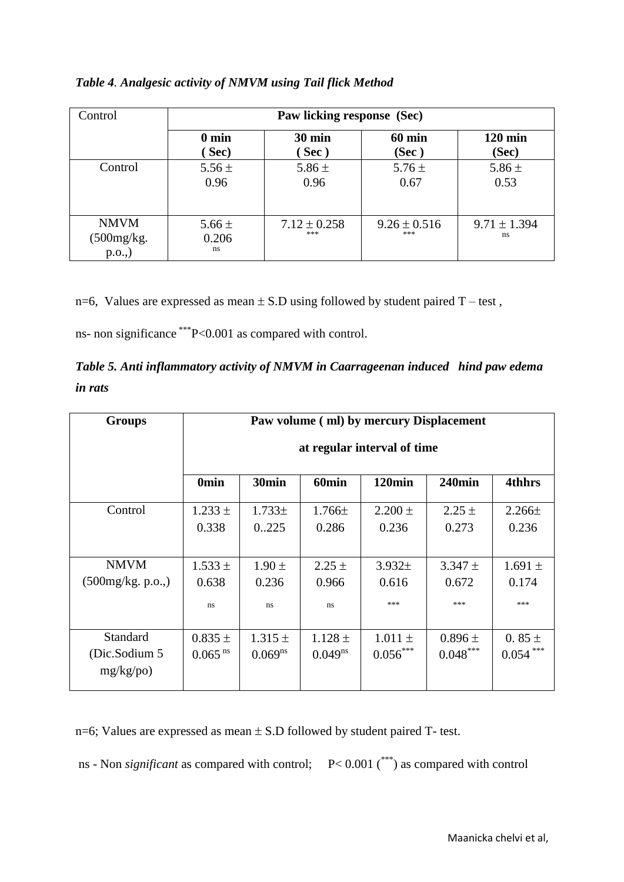***Table 4. Analgesic activity of NMVM using Tail flick Method***

| Control | Paw licking response (Sec) | | | |
|---|---|---|---|---|
| | **0 min ( Sec)** | **30 min ( Sec )** | **60 min (Sec )** | **120 min (Sec)** |
| Control | 5.56 ± 0.96 | 5.86 ± 0.96 | 5.76 ± 0.67 | 5.86 ± 0.53 |
| NMVM (500mg/kg. p.o.,) | 5.66 ± 0.206 ns | 7.12 ± 0.258 *** | 9.26 ± 0.516 *** | 9.71 ± 1.394 ns |

n=6, Values are expressed as mean ± S.D using followed by student paired T – test ,

ns- non significance ***P<0.001 as compared with control.

***Table 5. Anti inflammatory activity of NMVM in Caarrageenan induced hind paw edema in rats***

| Groups | Paw volume ( ml) by mercury Displacement at regular interval of time | | | | | |
|---|---|---|---|---|---|---|
| | **0min** | **30min** | **60min** | **120min** | **240min** | **4thhrs** |
| Control | 1.233 ± 0.338 | 1.733± 0..225 | 1.766± 0.286 | 2.200 ± 0.236 | 2.25 ± 0.273 | 2.266± 0.236 |
| NMVM (500mg/kg. p.o.,) | 1.533 ± 0.638 ns | 1.90 ± 0.236 ns | 2.25 ± 0.966 ns | 3.932± 0.616 *** | 3.347 ± 0.672 *** | 1.691 ± 0.174 *** |
| Standard (Dic.Sodium 5 mg/kg/po) | 0.835 ± 0.065 ns | 1.315 ± 0.069ns | 1.128 ± 0.049ns | 1.011 ± 0.056*** | 0.896 ± 0.048*** | 0. 85 ± 0.054 *** |

n=6; Values are expressed as mean ± S.D followed by student paired T- test.

ns - Non *significant* as compared with control; P< 0.001 (***) as compared with control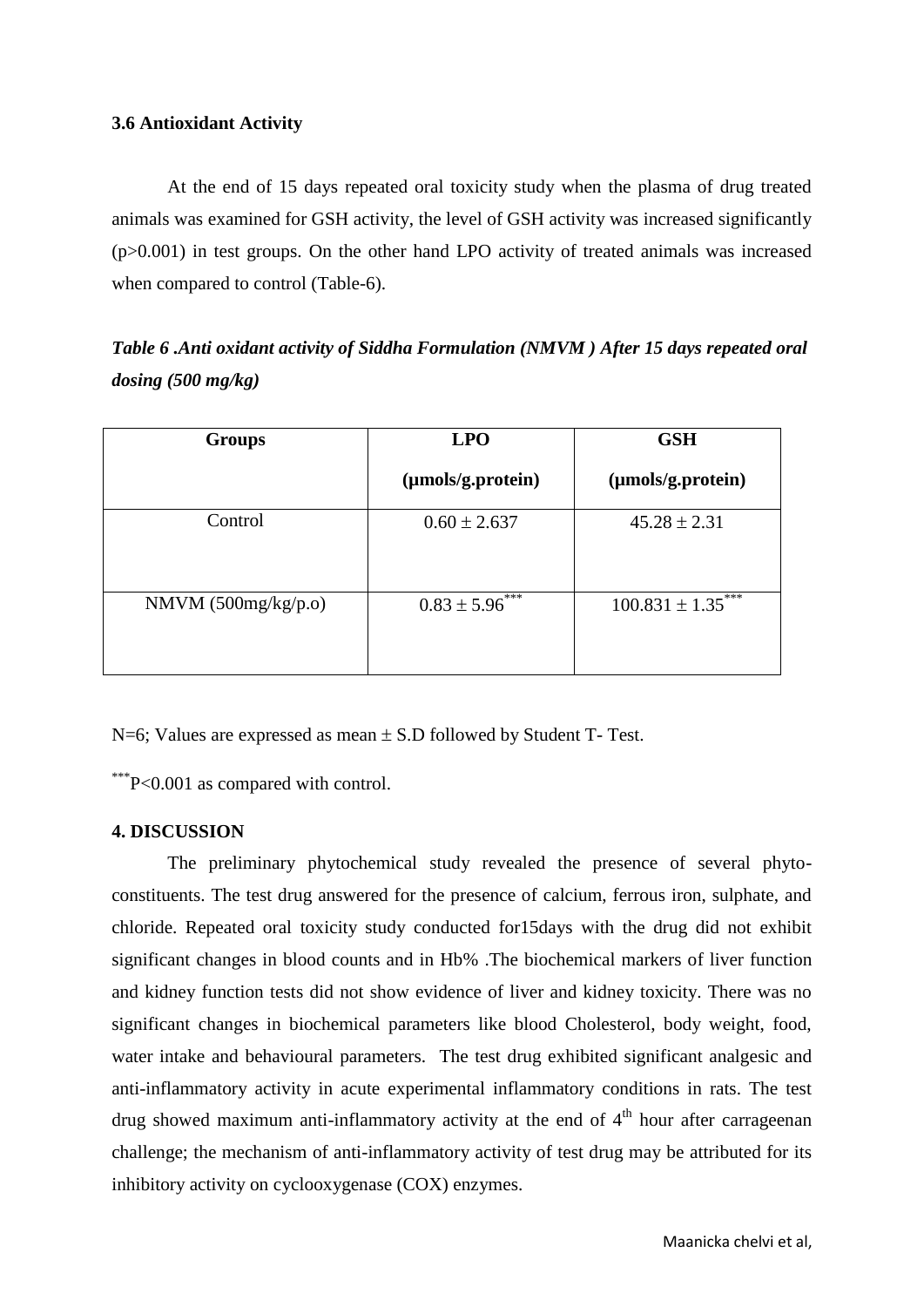### 3.6 Antioxidant Activity

At the end of 15 days repeated oral toxicity study when the plasma of drug treated animals was examined for GSH activity, the level of GSH activity was increased significantly ($p>0.001$) in test groups. On the other hand LPO activity of treated animals was increased when compared to control (Table-6).

***Table 6 .Anti oxidant activity of Siddha Formulation (NMVM ) After 15 days repeated oral dosing (500 mg/kg)***

| Groups | LPO (µmols/g.protein) | GSH (µmols/g.protein) |
|---|---|---|
| Control | $0.60 \pm 2.637$ | $45.28 \pm 2.31$ |
| NMVM (500mg/kg/p.o) | $0.83 \pm 5.96^{***}$ | $100.831 \pm 1.35^{***}$ |

N=6; Values are expressed as mean ± S.D followed by Student T- Test.

$^{***}P<0.001$ as compared with control.

### 4. DISCUSSION

The preliminary phytochemical study revealed the presence of several phyto-constituents. The test drug answered for the presence of calcium, ferrous iron, sulphate, and chloride. Repeated oral toxicity study conducted for15days with the drug did not exhibit significant changes in blood counts and in Hb% .The biochemical markers of liver function and kidney function tests did not show evidence of liver and kidney toxicity. There was no significant changes in biochemical parameters like blood Cholesterol, body weight, food, water intake and behavioural parameters. The test drug exhibited significant analgesic and anti-inflammatory activity in acute experimental inflammatory conditions in rats. The test drug showed maximum anti-inflammatory activity at the end of $4^{th}$ hour after carrageenan challenge; the mechanism of anti-inflammatory activity of test drug may be attributed for its inhibitory activity on cyclooxygenase (COX) enzymes.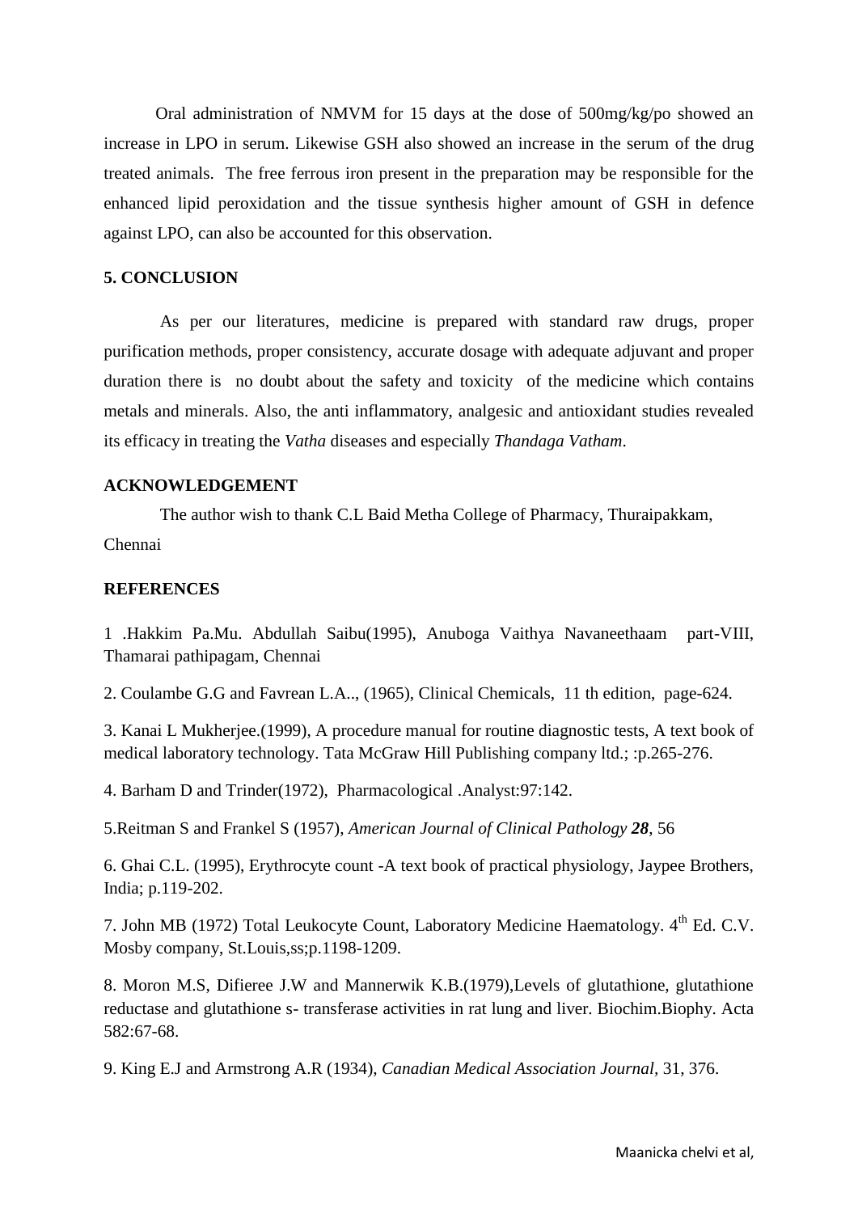Oral administration of NMVM for 15 days at the dose of 500mg/kg/po showed an increase in LPO in serum. Likewise GSH also showed an increase in the serum of the drug treated animals. The free ferrous iron present in the preparation may be responsible for the enhanced lipid peroxidation and the tissue synthesis higher amount of GSH in defence against LPO, can also be accounted for this observation.

## 5. CONCLUSION

As per our literatures, medicine is prepared with standard raw drugs, proper purification methods, proper consistency, accurate dosage with adequate adjuvant and proper duration there is no doubt about the safety and toxicity of the medicine which contains metals and minerals. Also, the anti inflammatory, analgesic and antioxidant studies revealed its efficacy in treating the *Vatha* diseases and especially *Thandaga Vatham*.

## ACKNOWLEDGEMENT

The author wish to thank C.L Baid Metha College of Pharmacy, Thuraipakkam, Chennai

## REFERENCES

1 .Hakkim Pa.Mu. Abdullah Saibu(1995), Anuboga Vaithya Navaneethaam part-VIII, Thamarai pathipagam, Chennai

2. Coulambe G.G and Favrean L.A.., (1965), Clinical Chemicals, 11 th edition, page-624.

3. Kanai L Mukherjee.(1999), A procedure manual for routine diagnostic tests, A text book of medical laboratory technology. Tata McGraw Hill Publishing company ltd.; :p.265-276.

4. Barham D and Trinder(1972), Pharmacological .Analyst:97:142.

5.Reitman S and Frankel S (1957), *American Journal of Clinical Pathology* ***28***, 56

6. Ghai C.L. (1995), Erythrocyte count -A text book of practical physiology, Jaypee Brothers, India; p.119-202.

7. John MB (1972) Total Leukocyte Count, Laboratory Medicine Haematology. 4th Ed. C.V. Mosby company, St.Louis,ss;p.1198-1209.

8. Moron M.S, Difieree J.W and Mannerwik K.B.(1979),Levels of glutathione, glutathione reductase and glutathione s- transferase activities in rat lung and liver. Biochim.Biophy. Acta 582:67-68.

9. King E.J and Armstrong A.R (1934), *Canadian Medical Association Journal*, 31, 376.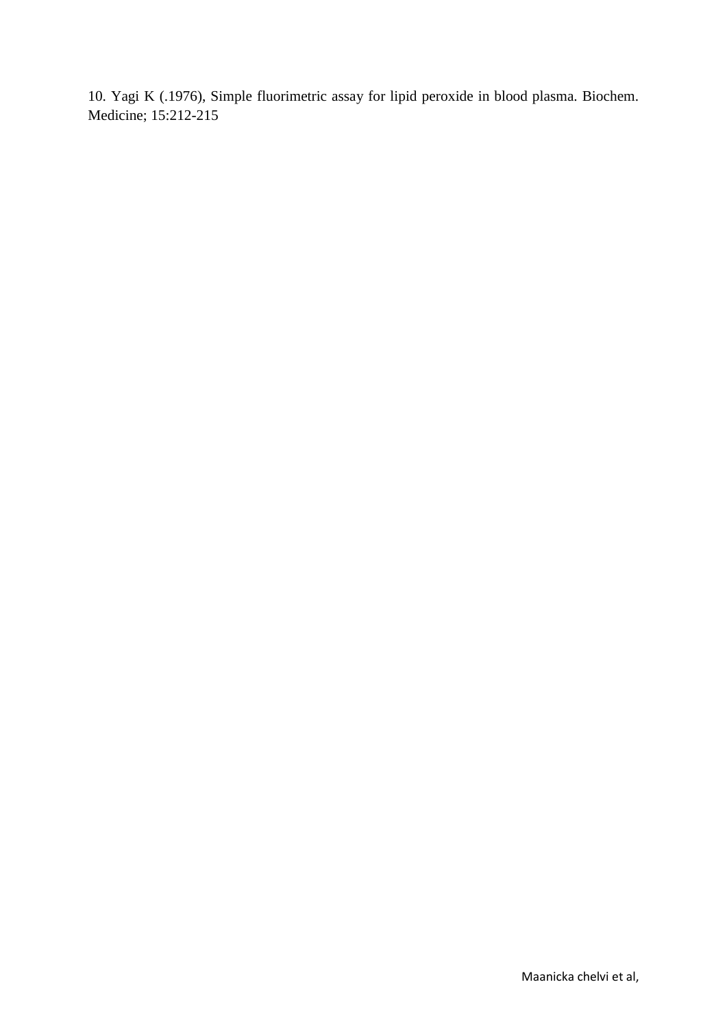10. Yagi K (.1976), Simple fluorimetric assay for lipid peroxide in blood plasma. Biochem. Medicine; 15:212-215